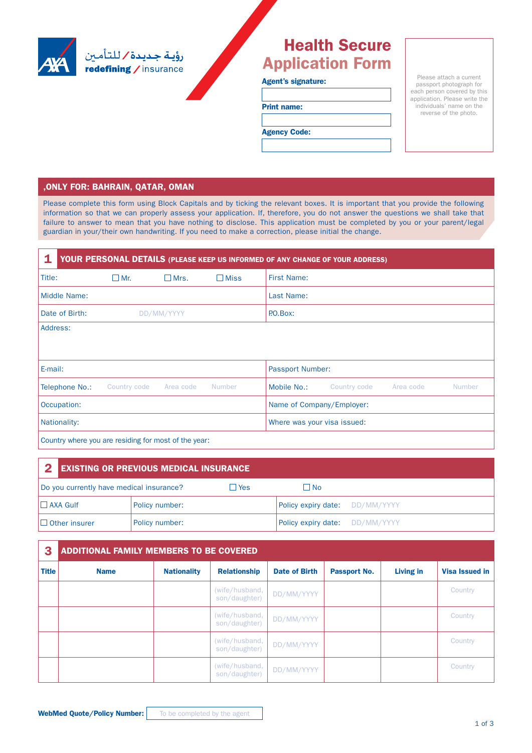رؤية جديدة / للتأمين
**redefining / insurance**

# Health Secure Application Form

**Agent's signature:**

**Print name:**

**Agency Code:**

Please attach a current passport photograph for each person covered by this application. Please write the individuals' name on the reverse of the photo.

## ,ONLY FOR: BAHRAIN, QATAR, OMAN

Please complete this form using Block Capitals and by ticking the relevant boxes. It is important that you provide the following information so that we can properly assess your application. If, therefore, you do not answer the questions we shall take that failure to answer to mean that you have nothing to disclose. This application must be completed by you or your parent/legal guardian in your/their own handwriting. If you need to make a correction, please initial the change.

## 1 YOUR PERSONAL DETAILS (PLEASE KEEP US INFORMED OF ANY CHANGE OF YOUR ADDRESS)

| | |
|---|---|
| Title: ☐ Mr. ☐ Mrs. ☐ Miss | First Name: |
| Middle Name: | Last Name: |
| Date of Birth: DD/MM/YYYY | P.O.Box: |
| Address: | |
| E-mail: | Passport Number: |
| Telephone No.: Country code / Area code / Number | Mobile No.: Country code / Area code / Number |
| Occupation: | Name of Company/Employer: |
| Nationality: | Where was your visa issued: |
| Country where you are residing for most of the year: | |

## 2 EXISTING OR PREVIOUS MEDICAL INSURANCE

Do you currently have medical insurance? ☐ Yes ☐ No

| | | |
|---|---|---|
| ☐ AXA Gulf | Policy number: | Policy expiry date: DD/MM/YYYY |
| ☐ Other insurer | Policy number: | Policy expiry date: DD/MM/YYYY |

## 3 ADDITIONAL FAMILY MEMBERS TO BE COVERED

| Title | Name | Nationality | Relationship | Date of Birth | Passport No. | Living in | Visa Issued in |
|---|---|---|---|---|---|---|---|
| | | | (wife/husband, son/daughter) | DD/MM/YYYY | | | Country |
| | | | (wife/husband, son/daughter) | DD/MM/YYYY | | | Country |
| | | | (wife/husband, son/daughter) | DD/MM/YYYY | | | Country |
| | | | (wife/husband, son/daughter) | DD/MM/YYYY | | | Country |

**WebMed Quote/Policy Number:** To be completed by the agent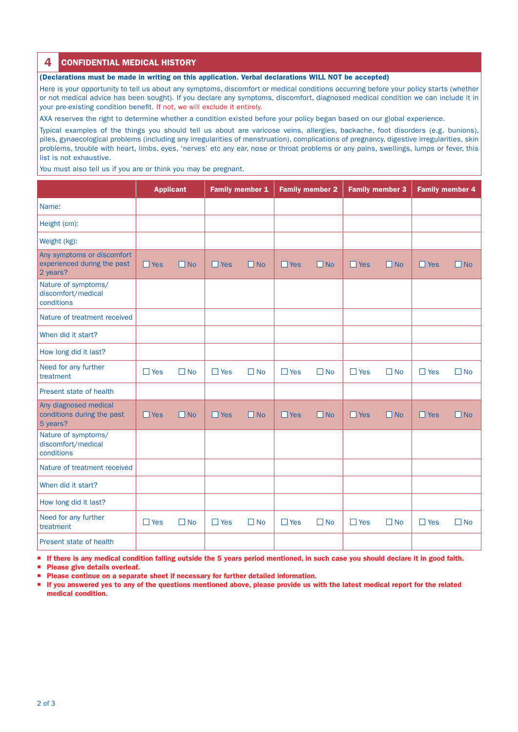## 4 CONFIDENTIAL MEDICAL HISTORY

**(Declarations must be made in writing on this application. Verbal declarations WILL NOT be accepted)**

Here is your opportunity to tell us about any symptoms, discomfort or medical conditions occurring before your policy starts (whether or not medical advice has been sought). If you declare any symptoms, discomfort, diagnosed medical condition we can include it in your pre-existing condition benefit. If not, we will exclude it entirely.

AXA reserves the right to determine whether a condition existed before your policy began based on our global experience.

Typical examples of the things you should tell us about are varicose veins, allergies, backache, foot disorders (e.g. bunions), piles, gynaecological problems (including any irregularities of menstruation), complications of pregnancy, digestive irregularities, skin problems, trouble with heart, limbs, eyes, 'nerves' etc any ear, nose or throat problems or any pains, swellings, lumps or fever, this list is not exhaustive.

You must also tell us if you are or think you may be pregnant.

| | Applicant | Family member 1 | Family member 2 | Family member 3 | Family member 4 |
|---|---|---|---|---|---|
| Name: | | | | | |
| Height (cm): | | | | | |
| Weight (kg): | | | | | |
| Any symptoms or discomfort experienced during the past 2 years? | ☐ Yes ☐ No | ☐ Yes ☐ No | ☐ Yes ☐ No | ☐ Yes ☐ No | ☐ Yes ☐ No |
| Nature of symptoms/ discomfort/medical conditions | | | | | |
| Nature of treatment received | | | | | |
| When did it start? | | | | | |
| How long did it last? | | | | | |
| Need for any further treatment | ☐ Yes ☐ No | ☐ Yes ☐ No | ☐ Yes ☐ No | ☐ Yes ☐ No | ☐ Yes ☐ No |
| Present state of health | | | | | |
| Any diagnosed medical conditions during the past 5 years? | ☐ Yes ☐ No | ☐ Yes ☐ No | ☐ Yes ☐ No | ☐ Yes ☐ No | ☐ Yes ☐ No |
| Nature of symptoms/ discomfort/medical conditions | | | | | |
| Nature of treatment received | | | | | |
| When did it start? | | | | | |
| How long did it last? | | | | | |
| Need for any further treatment | ☐ Yes ☐ No | ☐ Yes ☐ No | ☐ Yes ☐ No | ☐ Yes ☐ No | ☐ Yes ☐ No |
| Present state of health | | | | | |

- **If there is any medical condition falling outside the 5 years period mentioned, in such case you should declare it in good faith.**
- **Please give details overleaf.**
- **Please continue on a separate sheet if necessary for further detailed information.**
- **If you answered yes to any of the questions mentioned above, please provide us with the latest medical report for the related medical condition.**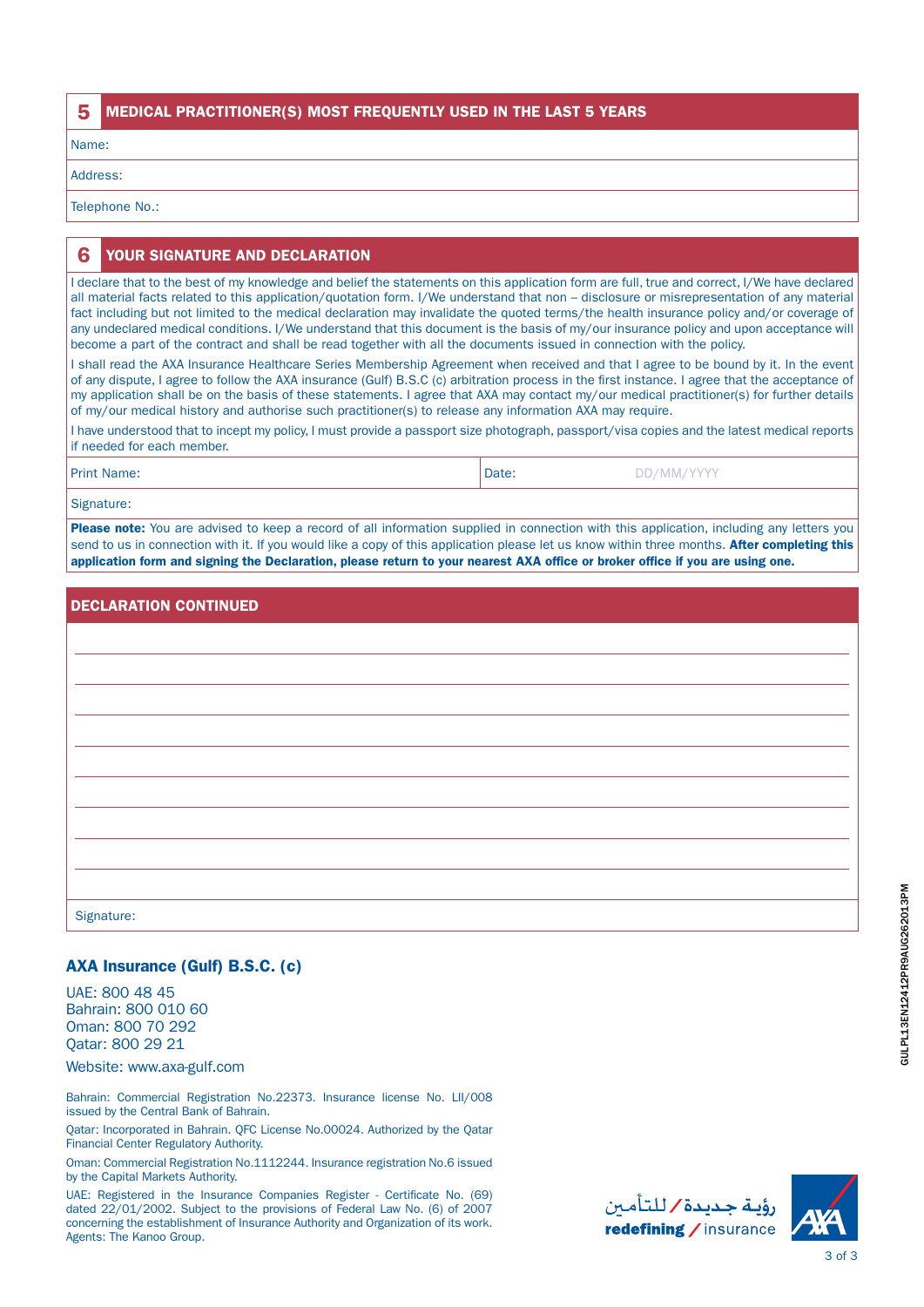## 5 MEDICAL PRACTITIONER(S) MOST FREQUENTLY USED IN THE LAST 5 YEARS

Name:

Address:

Telephone No.:

## 6 YOUR SIGNATURE AND DECLARATION

I declare that to the best of my knowledge and belief the statements on this application form are full, true and correct, I/We have declared all material facts related to this application/quotation form. I/We understand that non – disclosure or misrepresentation of any material fact including but not limited to the medical declaration may invalidate the quoted terms/the health insurance policy and/or coverage of any undeclared medical conditions. I/We understand that this document is the basis of my/our insurance policy and upon acceptance will become a part of the contract and shall be read together with all the documents issued in connection with the policy.

I shall read the AXA Insurance Healthcare Series Membership Agreement when received and that I agree to be bound by it. In the event of any dispute, I agree to follow the AXA insurance (Gulf) B.S.C (c) arbitration process in the first instance. I agree that the acceptance of my application shall be on the basis of these statements. I agree that AXA may contact my/our medical practitioner(s) for further details of my/our medical history and authorise such practitioner(s) to release any information AXA may require.

I have understood that to incept my policy, I must provide a passport size photograph, passport/visa copies and the latest medical reports if needed for each member.

| | |
|---|---|
| Print Name: | Date: DD/MM/YYYY |

Signature:

**Please note:** You are advised to keep a record of all information supplied in connection with this application, including any letters you send to us in connection with it. If you would like a copy of this application please let us know within three months. **After completing this application form and signing the Declaration, please return to your nearest AXA office or broker office if you are using one.**

## DECLARATION CONTINUED

Signature:

### AXA Insurance (Gulf) B.S.C. (c)

UAE: 800 48 45
Bahrain: 800 010 60
Oman: 800 70 292
Qatar: 800 29 21

Website: www.axa-gulf.com

Bahrain: Commercial Registration No.22373. Insurance license No. LII/008 issued by the Central Bank of Bahrain.

Qatar: Incorporated in Bahrain. QFC License No.00024. Authorized by the Qatar Financial Center Regulatory Authority.

Oman: Commercial Registration No.1112244. Insurance registration No.6 issued by the Capital Markets Authority.

UAE: Registered in the Insurance Companies Register - Certificate No. (69) dated 22/01/2002. Subject to the provisions of Federal Law No. (6) of 2007 concerning the establishment of Insurance Authority and Organization of its work. Agents: The Kanoo Group.

رؤية جديدة / للتأمين
redefining / insurance

AXA

GULPL13EN12412PR9AUG262013PM